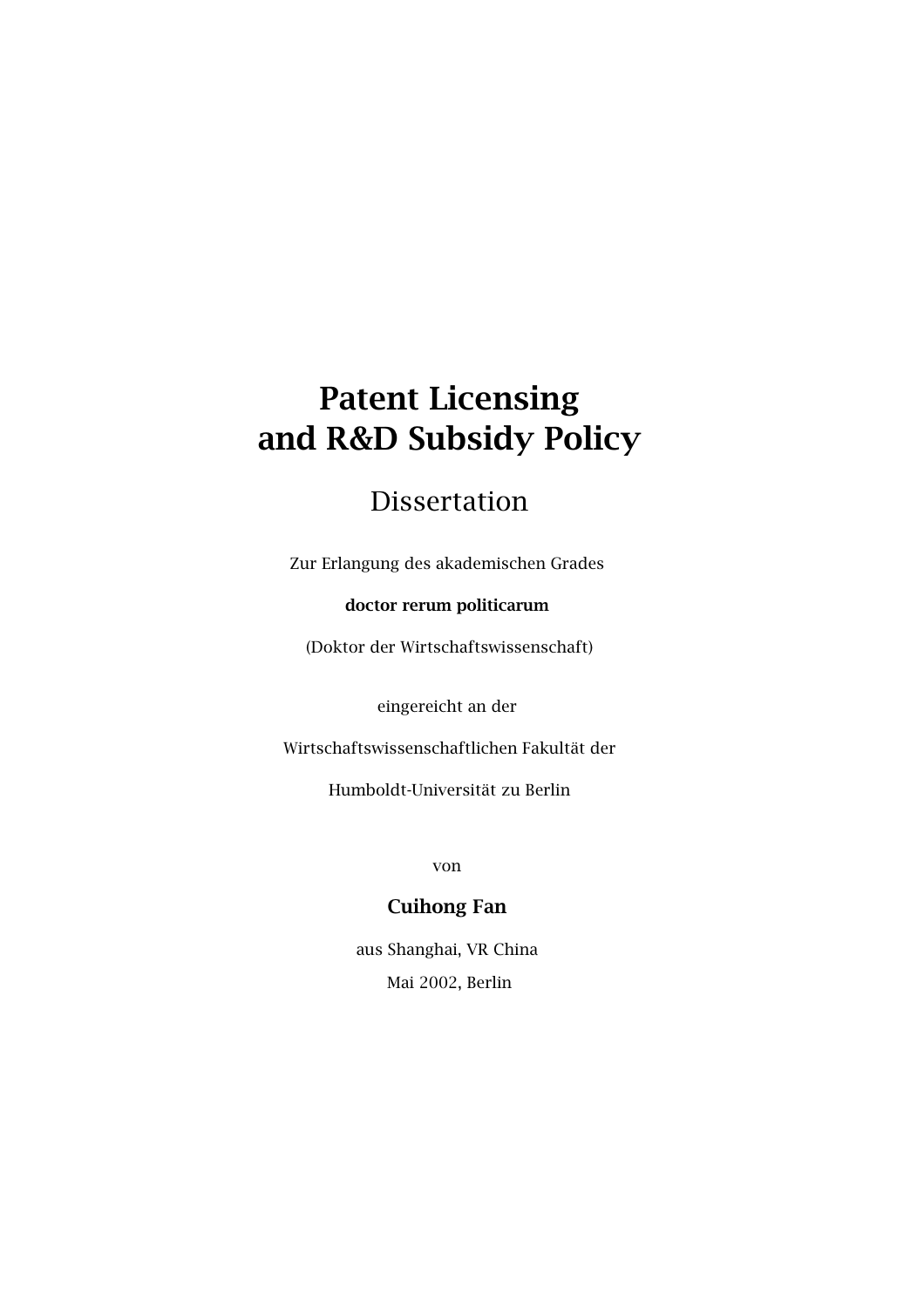# Patent Licensing and R&D Subsidy Policy

Dissertation

Zur Erlangung des akademischen Grades

**doctor rerum politicarum**

(Doktor der Wirtschaftswissenschaft)

eingereicht an der

Wirtschaftswissenschaftlichen Fakultät der

Humboldt-Universität zu Berlin

von

**Cuihong Fan**

aus Shanghai, VR China

Mai 2002, Berlin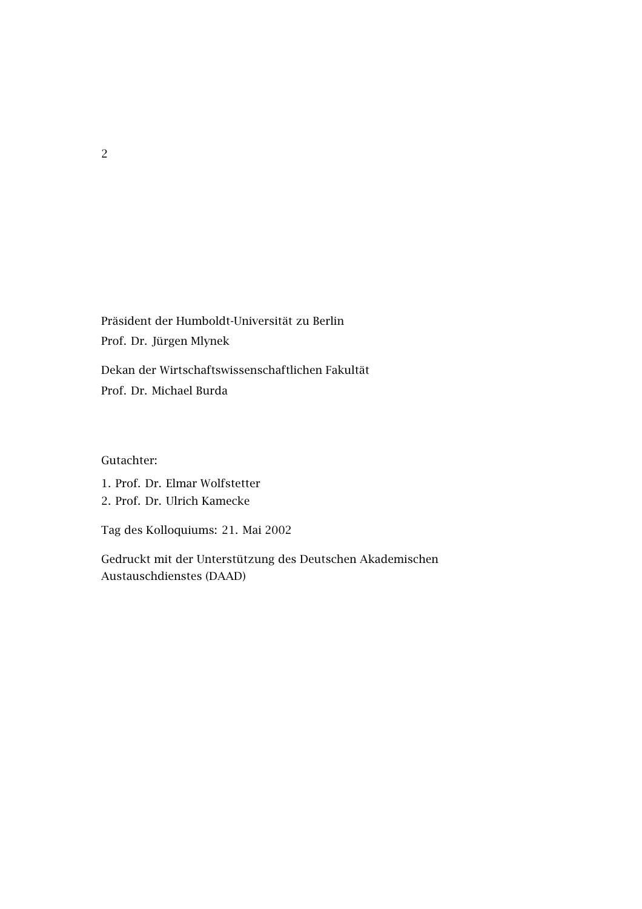Präsident der Humboldt-Universität zu Berlin
Prof. Dr. Jürgen Mlynek

Dekan der Wirtschaftswissenschaftlichen Fakultät
Prof. Dr. Michael Burda

Gutachter:

1. Prof. Dr. Elmar Wolfstetter
2. Prof. Dr. Ulrich Kamecke

Tag des Kolloquiums: 21. Mai 2002

Gedruckt mit der Unterstützung des Deutschen Akademischen Austauschdienstes (DAAD)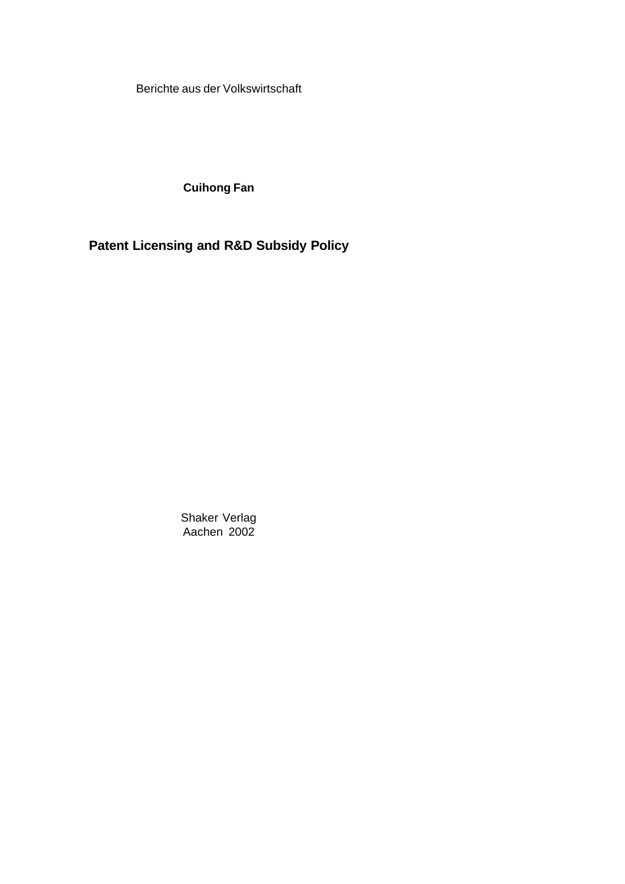Berichte aus der Volkswirtschaft

**Cuihong Fan**

# Patent Licensing and R&D Subsidy Policy

Shaker Verlag
Aachen 2002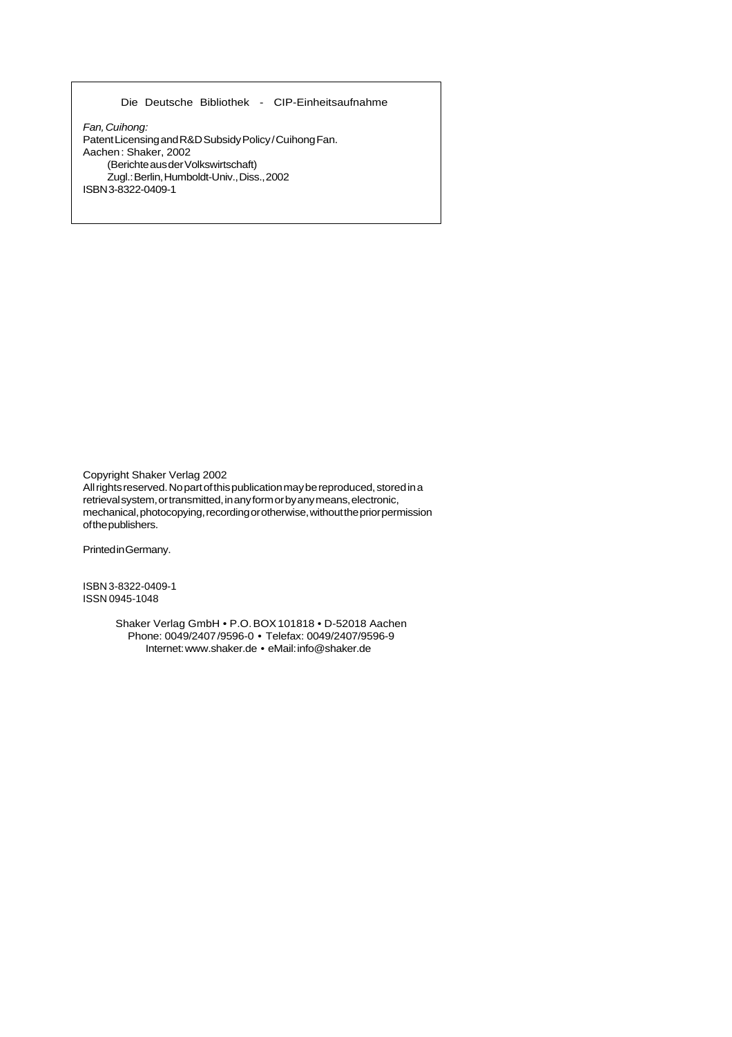Die Deutsche Bibliothek - CIP-Einheitsaufnahme

*Fan, Cuihong:*
Patent Licensing and R&D Subsidy Policy / Cuihong Fan.
Aachen : Shaker, 2002
(Berichte aus der Volkswirtschaft)
Zugl.: Berlin, Humboldt-Univ., Diss., 2002
ISBN 3-8322-0409-1

Copyright Shaker Verlag 2002
All rights reserved. No part of this publication may be reproduced, stored in a retrieval system, or transmitted, in any form or by any means, electronic, mechanical, photocopying, recording or otherwise, without the prior permission of the publishers.

Printed in Germany.

ISBN 3-8322-0409-1
ISSN 0945-1048

Shaker Verlag GmbH • P.O. BOX 101818 • D-52018 Aachen
Phone: 0049/2407/9596-0 • Telefax: 0049/2407/9596-9
Internet: www.shaker.de • eMail: info@shaker.de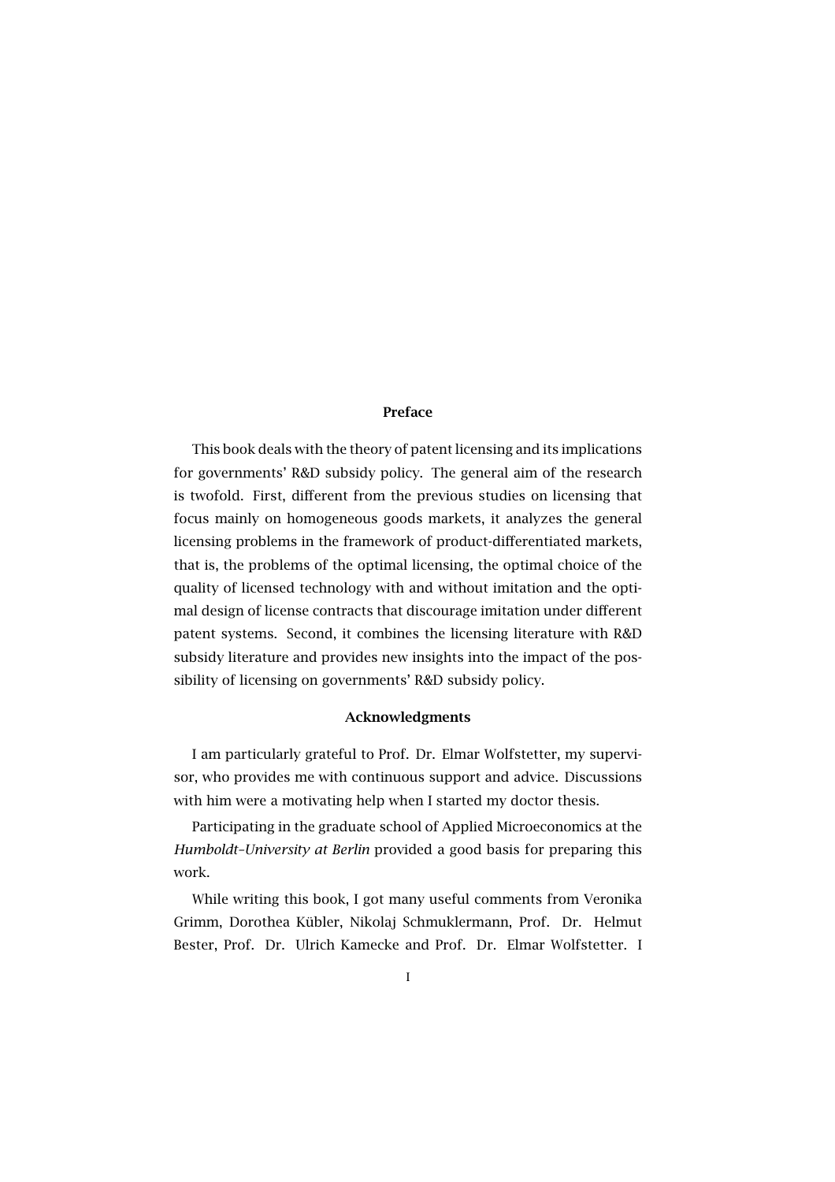## Preface

This book deals with the theory of patent licensing and its implications for governments' R&D subsidy policy. The general aim of the research is twofold. First, different from the previous studies on licensing that focus mainly on homogeneous goods markets, it analyzes the general licensing problems in the framework of product-differentiated markets, that is, the problems of the optimal licensing, the optimal choice of the quality of licensed technology with and without imitation and the optimal design of license contracts that discourage imitation under different patent systems. Second, it combines the licensing literature with R&D subsidy literature and provides new insights into the impact of the possibility of licensing on governments' R&D subsidy policy.

## Acknowledgments

I am particularly grateful to Prof. Dr. Elmar Wolfstetter, my supervisor, who provides me with continuous support and advice. Discussions with him were a motivating help when I started my doctor thesis.

Participating in the graduate school of Applied Microeconomics at the *Humboldt-University at Berlin* provided a good basis for preparing this work.

While writing this book, I got many useful comments from Veronika Grimm, Dorothea Kübler, Nikolaj Schmuklermann, Prof. Dr. Helmut Bester, Prof. Dr. Ulrich Kamecke and Prof. Dr. Elmar Wolfstetter. I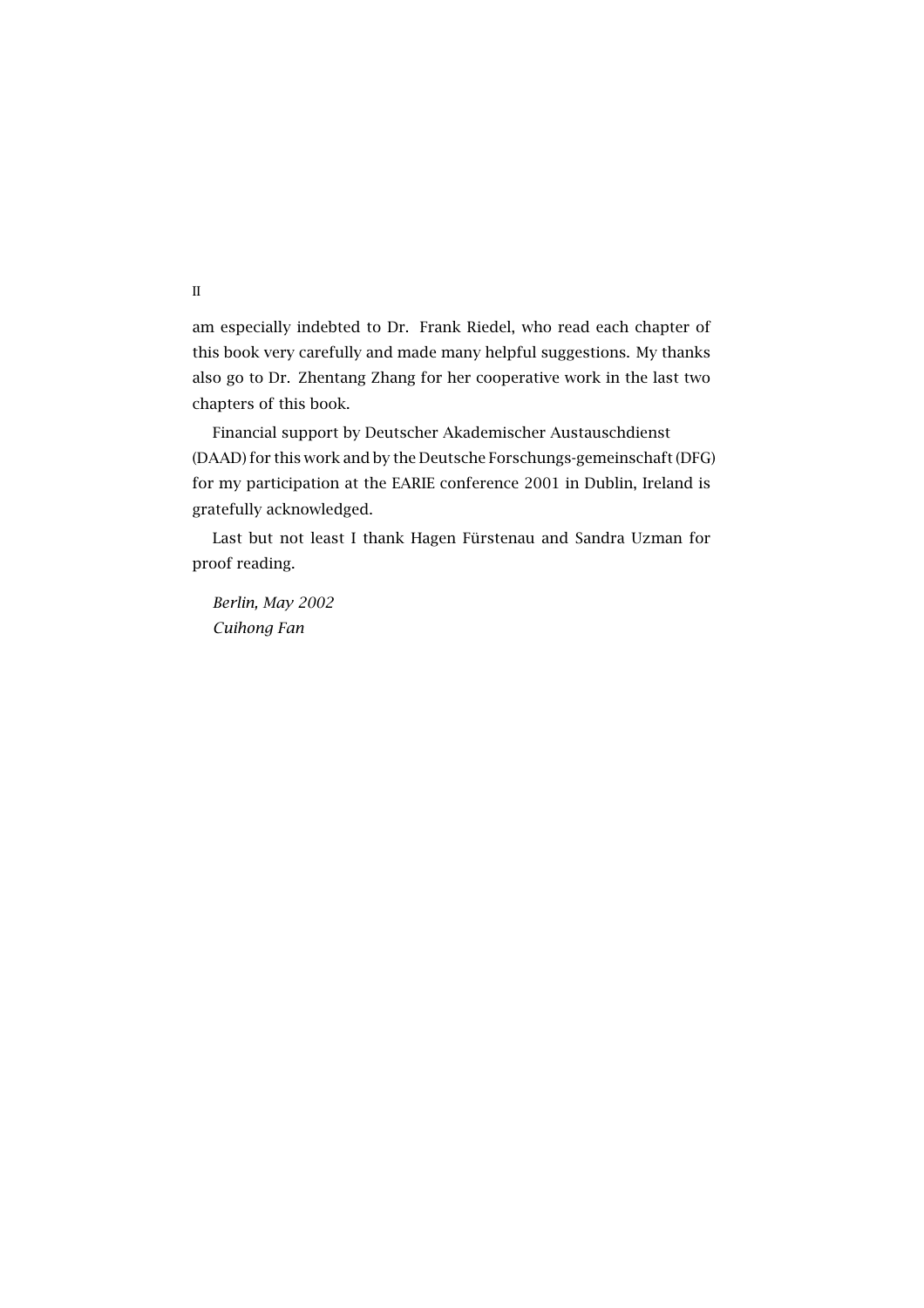am especially indebted to Dr. Frank Riedel, who read each chapter of this book very carefully and made many helpful suggestions. My thanks also go to Dr. Zhentang Zhang for her cooperative work in the last two chapters of this book.

Financial support by Deutscher Akademischer Austauschdienst (DAAD) for this work and by the Deutsche Forschungs-gemeinschaft (DFG) for my participation at the EARIE conference 2001 in Dublin, Ireland is gratefully acknowledged.

Last but not least I thank Hagen Fürstenau and Sandra Uzman for proof reading.

*Berlin, May 2002*
*Cuihong Fan*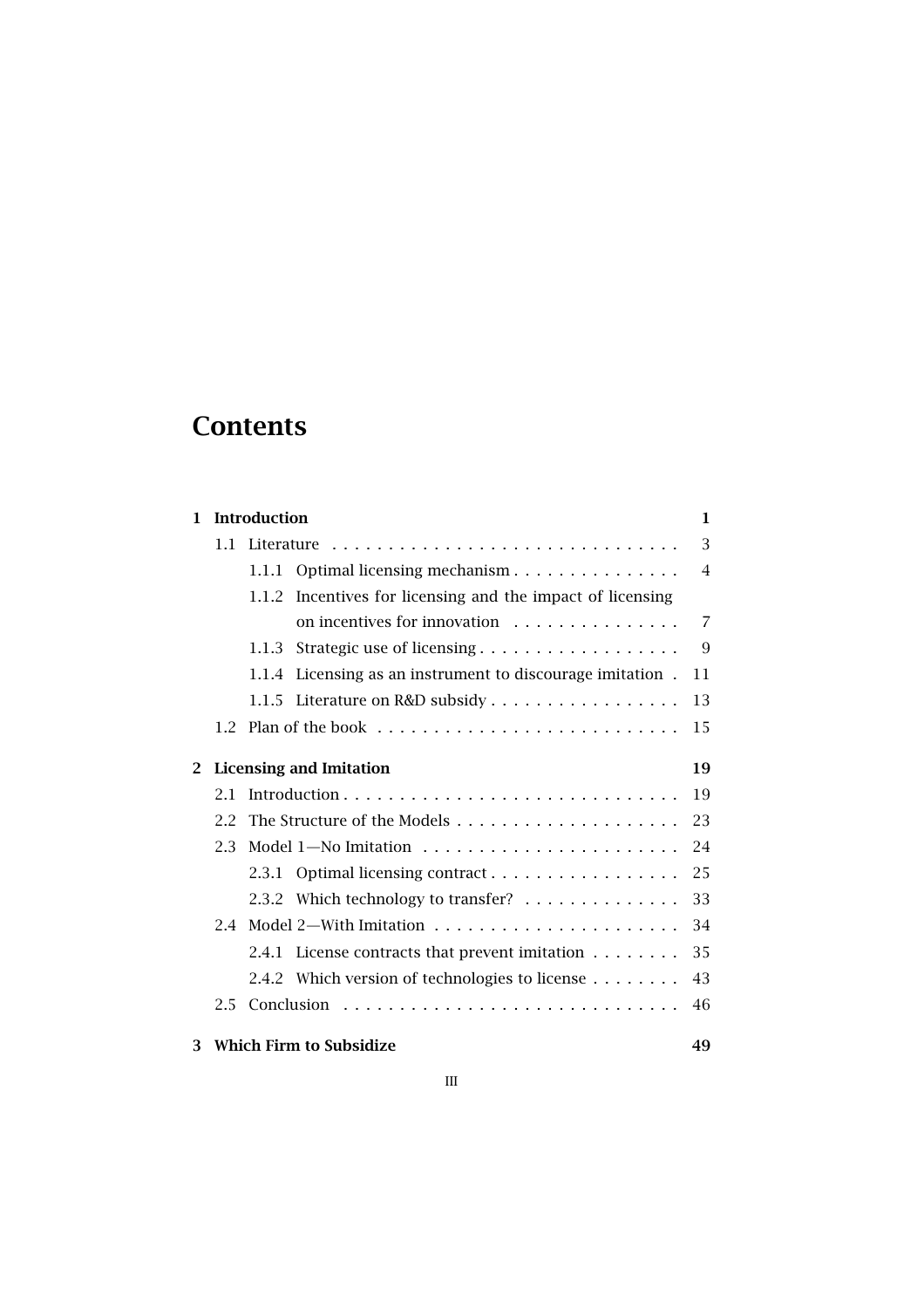# Contents

**1 Introduction** **1**

- 1.1 Literature 3
  - 1.1.1 Optimal licensing mechanism 4
  - 1.1.2 Incentives for licensing and the impact of licensing on incentives for innovation 7
  - 1.1.3 Strategic use of licensing 9
  - 1.1.4 Licensing as an instrument to discourage imitation 11
  - 1.1.5 Literature on R&D subsidy 13
- 1.2 Plan of the book 15

**2 Licensing and Imitation** **19**

- 2.1 Introduction 19
- 2.2 The Structure of the Models 23
- 2.3 Model 1—No Imitation 24
  - 2.3.1 Optimal licensing contract 25
  - 2.3.2 Which technology to transfer? 33
- 2.4 Model 2—With Imitation 34
  - 2.4.1 License contracts that prevent imitation 35
  - 2.4.2 Which version of technologies to license 43
- 2.5 Conclusion 46

**3 Which Firm to Subsidize** **49**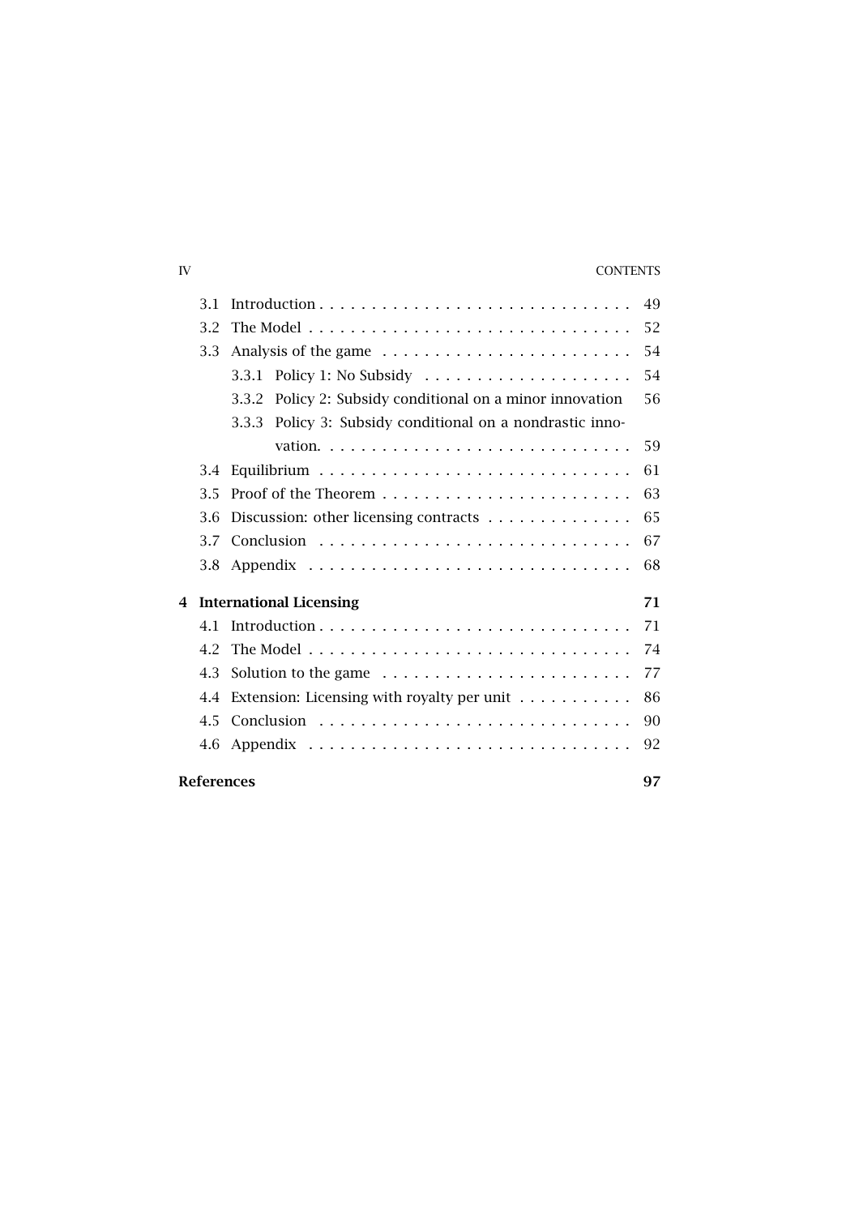- 3.1 Introduction . . . . . . . . . . . . . . . . . . . . . . . . . . . . . . 49
- 3.2 The Model . . . . . . . . . . . . . . . . . . . . . . . . . . . . . . . 52
- 3.3 Analysis of the game . . . . . . . . . . . . . . . . . . . . . . . . 54
  - 3.3.1 Policy 1: No Subsidy . . . . . . . . . . . . . . . . . . . . 54
  - 3.3.2 Policy 2: Subsidy conditional on a minor innovation 56
  - 3.3.3 Policy 3: Subsidy conditional on a nondrastic innovation. . . . . . . . . . . . . . . . . . . . . . . . . . . . . 59
- 3.4 Equilibrium . . . . . . . . . . . . . . . . . . . . . . . . . . . . . . 61
- 3.5 Proof of the Theorem . . . . . . . . . . . . . . . . . . . . . . . . 63
- 3.6 Discussion: other licensing contracts . . . . . . . . . . . . . . 65
- 3.7 Conclusion . . . . . . . . . . . . . . . . . . . . . . . . . . . . . . 67
- 3.8 Appendix . . . . . . . . . . . . . . . . . . . . . . . . . . . . . . . 68

**4 International Licensing** **71**

- 4.1 Introduction . . . . . . . . . . . . . . . . . . . . . . . . . . . . . . 71
- 4.2 The Model . . . . . . . . . . . . . . . . . . . . . . . . . . . . . . . 74
- 4.3 Solution to the game . . . . . . . . . . . . . . . . . . . . . . . . 77
- 4.4 Extension: Licensing with royalty per unit . . . . . . . . . . . 86
- 4.5 Conclusion . . . . . . . . . . . . . . . . . . . . . . . . . . . . . . 90
- 4.6 Appendix . . . . . . . . . . . . . . . . . . . . . . . . . . . . . . . 92

**References** **97**